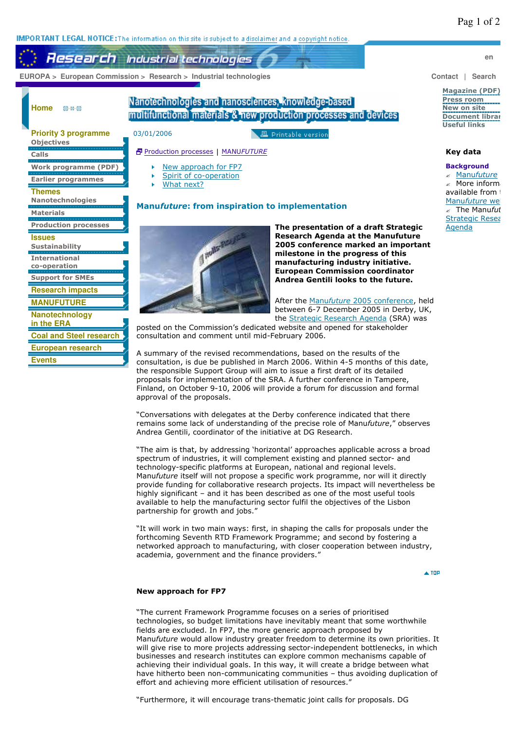IMPORTANT LEGAL NOTICE: The information on this site is subject to a disclaimer and a copyright notice.

EUROPA > European Commission > Research > Industrial technologies

Contact | Search

Home

Priority 3 programme
- Objectives
- Calls
- Work programme (PDF)
- Earlier programmes

Themes
- Nanotechnologies
- Materials
- Production processes

Issues
- Sustainability
- International co-operation
- Support for SMEs

Research impacts

MANUFUTURE

Nanotechnology in the ERA

Coal and Steel research

European research

Events

# Nanotechnologies and nanosciences, knowledge-based multifunctional materials & new production processes and devices

03/01/2006

Printable version

Production processes | MANU*FUTURE*

- New approach for FP7
- Spirit of co-operation
- What next?

## Manu*future*: from inspiration to implementation

**The presentation of a draft Strategic Research Agenda at the Manufuture 2005 conference marked an important milestone in the progress of this manufacturing industry initiative. European Commission coordinator Andrea Gentili looks to the future.**

After the Manu*future* 2005 conference, held between 6-7 December 2005 in Derby, UK, the Strategic Research Agenda (SRA) was posted on the Commission's dedicated website and opened for stakeholder consultation and comment until mid-February 2006.

A summary of the revised recommendations, based on the results of the consultation, is due be published in March 2006. Within 4-5 months of this date, the responsible Support Group will aim to issue a first draft of its detailed proposals for implementation of the SRA. A further conference in Tampere, Finland, on October 9-10, 2006 will provide a forum for discussion and formal approval of the proposals.

"Conversations with delegates at the Derby conference indicated that there remains some lack of understanding of the precise role of Manu*future*," observes Andrea Gentili, coordinator of the initiative at DG Research.

"The aim is that, by addressing 'horizontal' approaches applicable across a broad spectrum of industries, it will complement existing and planned sector- and technology-specific platforms at European, national and regional levels. Manu*future* itself will not propose a specific work programme, nor will it directly provide funding for collaborative research projects. Its impact will nevertheless be highly significant – and it has been described as one of the most useful tools available to help the manufacturing sector fulfil the objectives of the Lisbon partnership for growth and jobs."

"It will work in two main ways: first, in shaping the calls for proposals under the forthcoming Seventh RTD Framework Programme; and second by fostering a networked approach to manufacturing, with closer cooperation between industry, academia, government and the finance providers."

TOP

### New approach for FP7

"The current Framework Programme focuses on a series of prioritised technologies, so budget limitations have inevitably meant that some worthwhile fields are excluded. In FP7, the more generic approach proposed by Manu*future* would allow industry greater freedom to determine its own priorities. It will give rise to more projects addressing sector-independent bottlenecks, in which businesses and research institutes can explore common mechanisms capable of achieving their individual goals. In this way, it will create a bridge between what have hitherto been non-communicating communities – thus avoiding duplication of effort and achieving more efficient utilisation of resources."

"Furthermore, it will encourage trans-thematic joint calls for proposals. DG

Magazine (PDF)
Press room
New on site
Document library
Useful links

**Key data**

**Background**
- Manu*future*
- More information available from the Manu*future* website
- The Manu*future* Strategic Research Agenda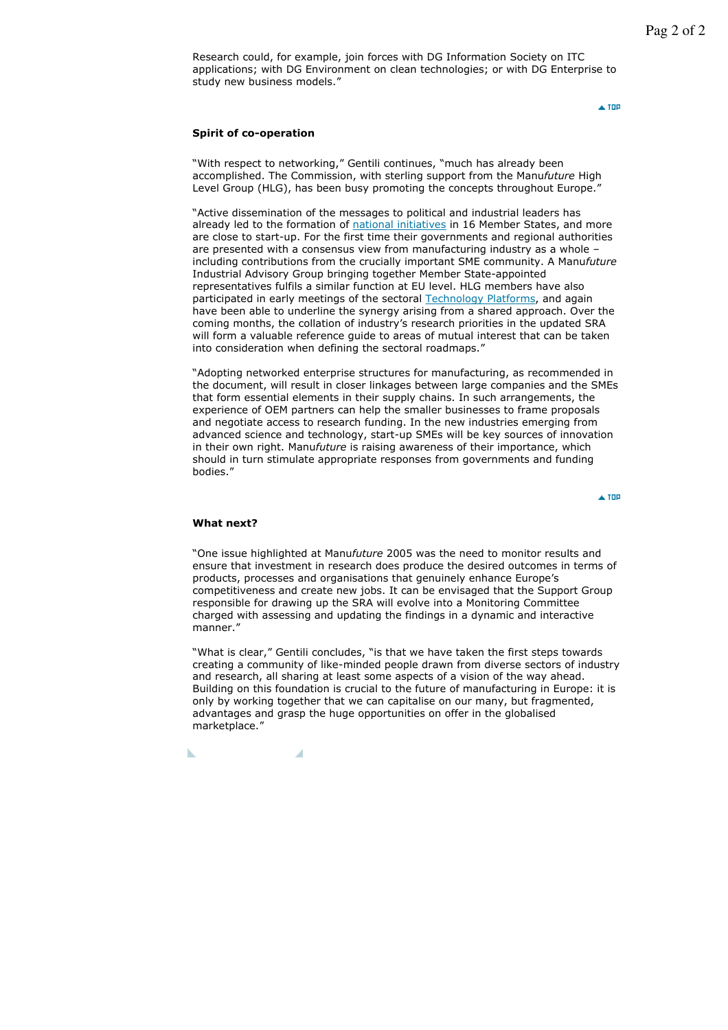Research could, for example, join forces with DG Information Society on ITC applications; with DG Environment on clean technologies; or with DG Enterprise to study new business models."

**Spirit of co-operation**

"With respect to networking," Gentili continues, "much has already been accomplished. The Commission, with sterling support from the Manu*future* High Level Group (HLG), has been busy promoting the concepts throughout Europe."

"Active dissemination of the messages to political and industrial leaders has already led to the formation of national initiatives in 16 Member States, and more are close to start-up. For the first time their governments and regional authorities are presented with a consensus view from manufacturing industry as a whole – including contributions from the crucially important SME community. A Manu*future* Industrial Advisory Group bringing together Member State-appointed representatives fulfils a similar function at EU level. HLG members have also participated in early meetings of the sectoral Technology Platforms, and again have been able to underline the synergy arising from a shared approach. Over the coming months, the collation of industry's research priorities in the updated SRA will form a valuable reference guide to areas of mutual interest that can be taken into consideration when defining the sectoral roadmaps."

"Adopting networked enterprise structures for manufacturing, as recommended in the document, will result in closer linkages between large companies and the SMEs that form essential elements in their supply chains. In such arrangements, the experience of OEM partners can help the smaller businesses to frame proposals and negotiate access to research funding. In the new industries emerging from advanced science and technology, start-up SMEs will be key sources of innovation in their own right. Manu*future* is raising awareness of their importance, which should in turn stimulate appropriate responses from governments and funding bodies."

**What next?**

"One issue highlighted at Manu*future* 2005 was the need to monitor results and ensure that investment in research does produce the desired outcomes in terms of products, processes and organisations that genuinely enhance Europe's competitiveness and create new jobs. It can be envisaged that the Support Group responsible for drawing up the SRA will evolve into a Monitoring Committee charged with assessing and updating the findings in a dynamic and interactive manner."

"What is clear," Gentili concludes, "is that we have taken the first steps towards creating a community of like-minded people drawn from diverse sectors of industry and research, all sharing at least some aspects of a vision of the way ahead. Building on this foundation is crucial to the future of manufacturing in Europe: it is only by working together that we can capitalise on our many, but fragmented, advantages and grasp the huge opportunities on offer in the globalised marketplace."